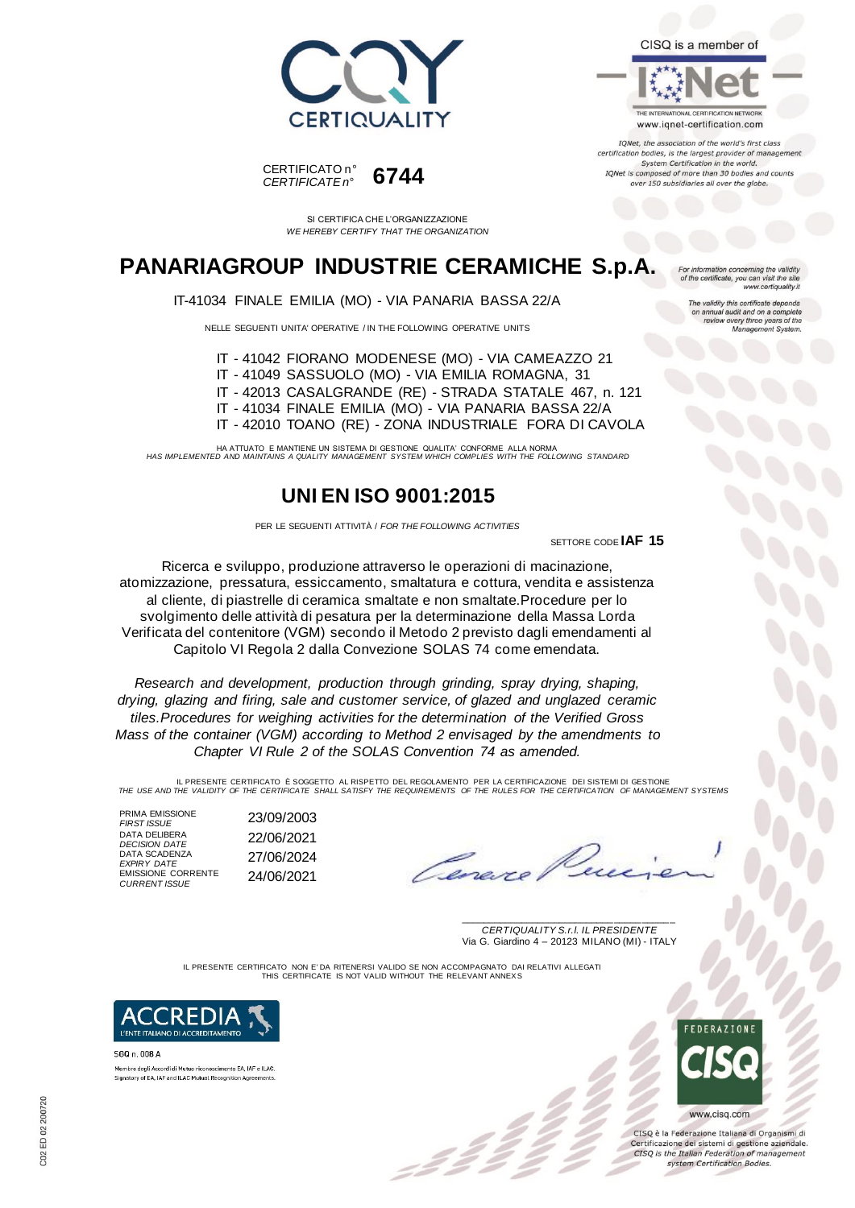CERTIQUALITY

CISQ is a member of

IQNet
THE INTERNATIONAL CERTIFICATION NETWORK
www.iqnet-certification.com

*IQNet, the association of the world's first class certification bodies, is the largest provider of management System Certification in the world. IQNet is composed of more than 30 bodies and counts over 150 subsidiaries all over the globe.*

CERTIFICATO n°
*CERTIFICATE n°* **6744**

SI CERTIFICA CHE L'ORGANIZZAZIONE
*WE HEREBY CERTIFY THAT THE ORGANIZATION*

# PANARIAGROUP INDUSTRIE CERAMICHE S.p.A.

*For information concerning the validity of the certificate, you can visit the site www.certiquality.it*

*The validity this certificate depends on annual audit and on a complete review every three years of the Management System.*

IT-41034 FINALE EMILIA (MO) - VIA PANARIA BASSA 22/A

NELLE SEGUENTI UNITA' OPERATIVE / IN THE FOLLOWING OPERATIVE UNITS

IT - 41042 FIORANO MODENESE (MO) - VIA CAMEAZZO 21
IT - 41049 SASSUOLO (MO) - VIA EMILIA ROMAGNA, 31
IT - 42013 CASALGRANDE (RE) - STRADA STATALE 467, n. 121
IT - 41034 FINALE EMILIA (MO) - VIA PANARIA BASSA 22/A
IT - 42010 TOANO (RE) - ZONA INDUSTRIALE FORA DI CAVOLA

HA ATTUATO E MANTIENE UN SISTEMA DI GESTIONE QUALITA' CONFORME ALLA NORMA
*HAS IMPLEMENTED AND MAINTAINS A QUALITY MANAGEMENT SYSTEM WHICH COMPLIES WITH THE FOLLOWING STANDARD*

## UNI EN ISO 9001:2015

PER LE SEGUENTI ATTIVITÀ / *FOR THE FOLLOWING ACTIVITIES*

SETTORE CODE **IAF 15**

Ricerca e sviluppo, produzione attraverso le operazioni di macinazione, atomizzazione, pressatura, essiccamento, smaltatura e cottura, vendita e assistenza al cliente, di piastrelle di ceramica smaltate e non smaltate.Procedure per lo svolgimento delle attività di pesatura per la determinazione della Massa Lorda Verificata del contenitore (VGM) secondo il Metodo 2 previsto dagli emendamenti al Capitolo VI Regola 2 dalla Convezione SOLAS 74 come emendata.

*Research and development, production through grinding, spray drying, shaping, drying, glazing and firing, sale and customer service, of glazed and unglazed ceramic tiles.Procedures for weighing activities for the determination of the Verified Gross Mass of the container (VGM) according to Method 2 envisaged by the amendments to Chapter VI Rule 2 of the SOLAS Convention 74 as amended.*

IL PRESENTE CERTIFICATO È SOGGETTO AL RISPETTO DEL REGOLAMENTO PER LA CERTIFICAZIONE DEI SISTEMI DI GESTIONE
*THE USE AND THE VALIDITY OF THE CERTIFICATE SHALL SATISFY THE REQUIREMENTS OF THE RULES FOR THE CERTIFICATION OF MANAGEMENT SYSTEMS*

| | |
|---|---|
| PRIMA EMISSIONE *FIRST ISSUE* | 23/09/2003 |
| DATA DELIBERA *DECISION DATE* | 22/06/2021 |
| DATA SCADENZA *EXPIRY DATE* | 27/06/2024 |
| EMISSIONE CORRENTE *CURRENT ISSUE* | 24/06/2021 |

*CERTIQUALITY S.r.l. IL PRESIDENTE*
Via G. Giardino 4 – 20123 MILANO (MI) - ITALY

IL PRESENTE CERTIFICATO NON E' DA RITENERSI VALIDO SE NON ACCOMPAGNATO DAI RELATIVI ALLEGATI
THIS CERTIFICATE IS NOT VALID WITHOUT THE RELEVANT ANNEXS

ACCREDIA
L'ENTE ITALIANO DI ACCREDITAMENTO

SGQ n. 008 A
Membro degli Accordi di Mutuo riconoscimento EA, IAF e ILAC.
Signatory of EA, IAF and ILAC Mutual Recognition Agreements.

FEDERAZIONE CISQ
www.cisq.com

CISQ è la Federazione Italiana di Organismi di Certificazione dei sistemi di gestione aziendale.
*CISQ is the Italian Federation of management system Certification Bodies.*

C02 ED 02 200720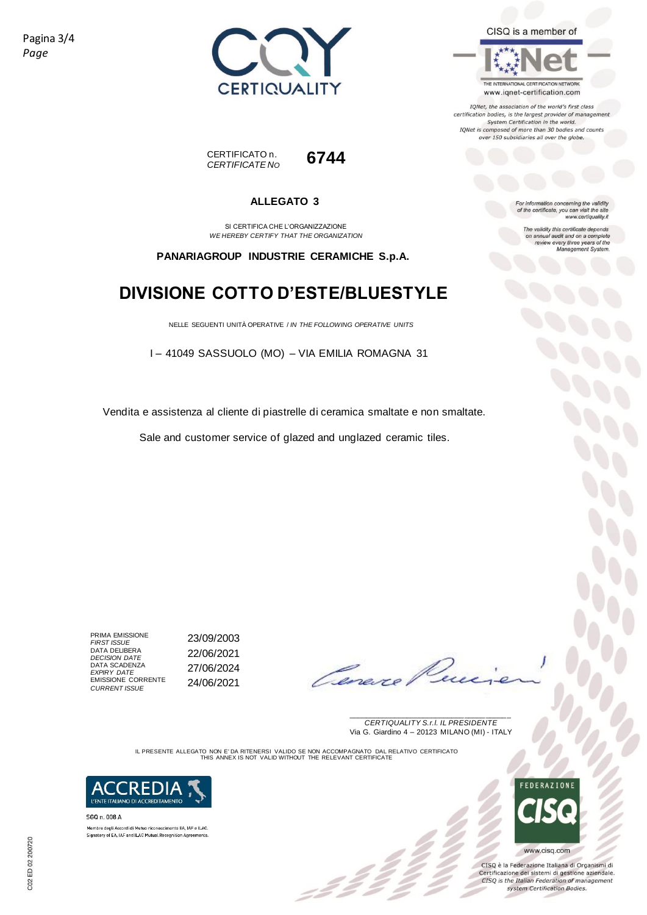CISQ is a member of

THE INTERNATIONAL CERTIFICATION NETWORK
www.iqnet-certification.com

*IQNet, the association of the world's first class certification bodies, is the largest provider of management System Certification in the world. IQNet is composed of more than 30 bodies and counts over 150 subsidiaries all over the globe.*

CERTIFICATO n. **6744**
*CERTIFICATE No*

*For information concerning the validity of the certificate, you can visit the site www.certiquality.it*

*The validity this certificate depends on annual audit and on a complete review every three years of the Management System.*

## ALLEGATO 3

SI CERTIFICA CHE L'ORGANIZZAZIONE
*WE HEREBY CERTIFY THAT THE ORGANIZATION*

**PANARIAGROUP INDUSTRIE CERAMICHE S.p.A.**

# DIVISIONE COTTO D'ESTE/BLUESTYLE

NELLE SEGUENTI UNITÀ OPERATIVE / *IN THE FOLLOWING OPERATIVE UNITS*

I – 41049 SASSUOLO (MO) – VIA EMILIA ROMAGNA 31

Vendita e assistenza al cliente di piastrelle di ceramica smaltate e non smaltate.

Sale and customer service of glazed and unglazed ceramic tiles.

| | |
|---|---|
| PRIMA EMISSIONE *FIRST ISSUE* | 23/09/2003 |
| DATA DELIBERA *DECISION DATE* | 22/06/2021 |
| DATA SCADENZA *EXPIRY DATE* | 27/06/2024 |
| EMISSIONE CORRENTE *CURRENT ISSUE* | 24/06/2021 |

*CERTIQUALITY S.r.l. IL PRESIDENTE*
Via G. Giardino 4 – 20123 MILANO (MI) - ITALY

IL PRESENTE ALLEGATO NON E' DA RITENERSI VALIDO SE NON ACCOMPAGNATO DAL RELATIVO CERTIFICATO
THIS ANNEX IS NOT VALID WITHOUT THE RELEVANT CERTIFICATE

ACCREDIA L'ENTE ITALIANO DI ACCREDITAMENTO

SGQ n. 008 A

Membro degli Accordi di Mutuo riconoscimento EA, IAF e ILAC.
Signatory of EA, IAF and ILAC Mutual Recognition Agreements.

FEDERAZIONE CISQ

www.cisq.com

CISQ è la Federazione Italiana di Organismi di Certificazione dei sistemi di gestione aziendale.
*CISQ is the Italian Federation of management system Certification Bodies.*

C02 ED 02 200720